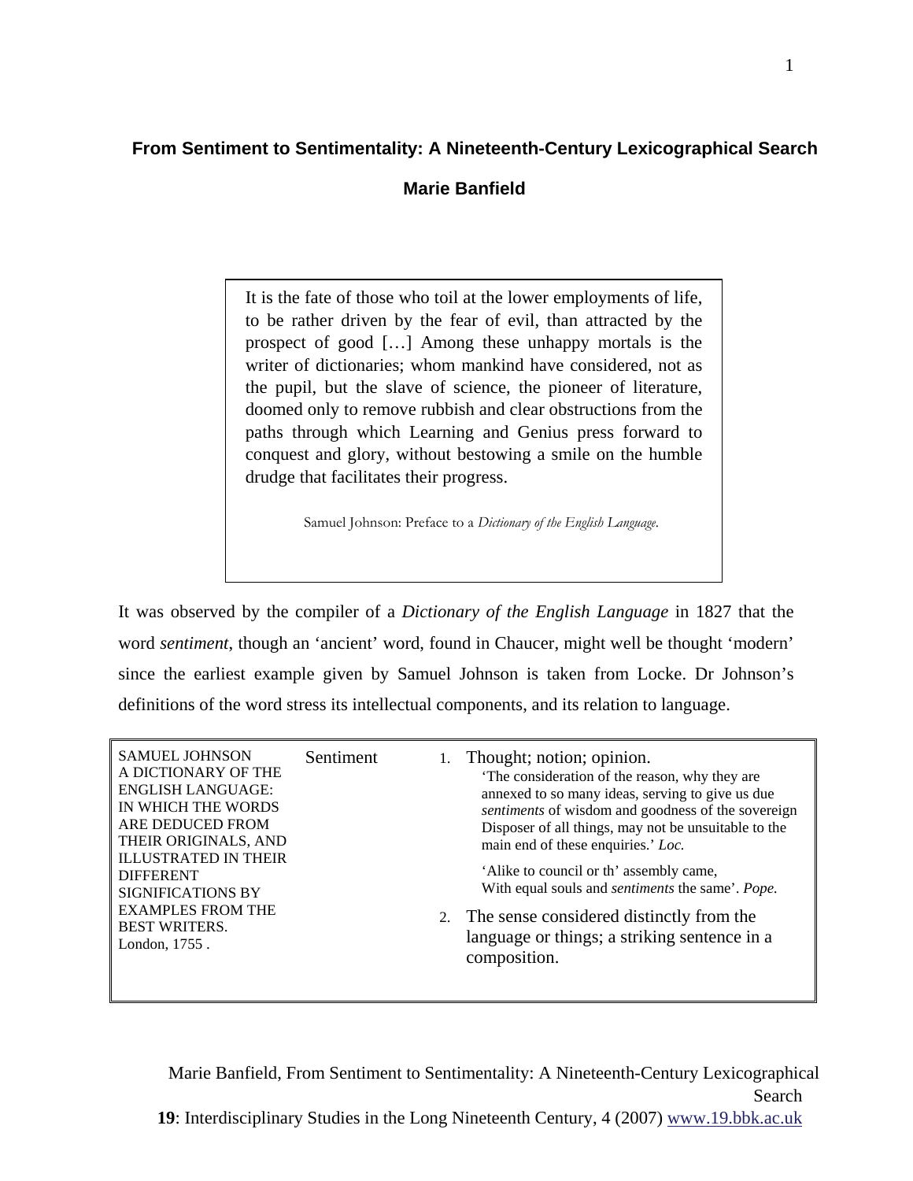# From Sentiment to Sentimentality: A Nineteenth-Century Lexicographical Search

**Marie Banfield**

> It is the fate of those who toil at the lower employments of life, to be rather driven by the fear of evil, than attracted by the prospect of good […] Among these unhappy mortals is the writer of dictionaries; whom mankind have considered, not as the pupil, but the slave of science, the pioneer of literature, doomed only to remove rubbish and clear obstructions from the paths through which Learning and Genius press forward to conquest and glory, without bestowing a smile on the humble drudge that facilitates their progress.
>
> Samuel Johnson: Preface to a *Dictionary of the English Language*.

It was observed by the compiler of a *Dictionary of the English Language* in 1827 that the word *sentiment*, though an 'ancient' word, found in Chaucer, might well be thought 'modern' since the earliest example given by Samuel Johnson is taken from Locke. Dr Johnson's definitions of the word stress its intellectual components, and its relation to language.

| SAMUEL JOHNSON<br>A DICTIONARY OF THE ENGLISH LANGUAGE: IN WHICH THE WORDS ARE DEDUCED FROM THEIR ORIGINALS, AND ILLUSTRATED IN THEIR DIFFERENT SIGNIFICATIONS BY EXAMPLES FROM THE BEST WRITERS.<br>London, 1755 . | Sentiment | 1. Thought; notion; opinion.<br>'The consideration of the reason, why they are annexed to so many ideas, serving to give us due *sentiments* of wisdom and goodness of the sovereign Disposer of all things, may not be unsuitable to the main end of these enquiries.' *Loc.*<br>'Alike to council or th' assembly came, With equal souls and *sentiments* the same'. *Pope.*<br>2. The sense considered distinctly from the language or things; a striking sentence in a composition. |
|---|---|---|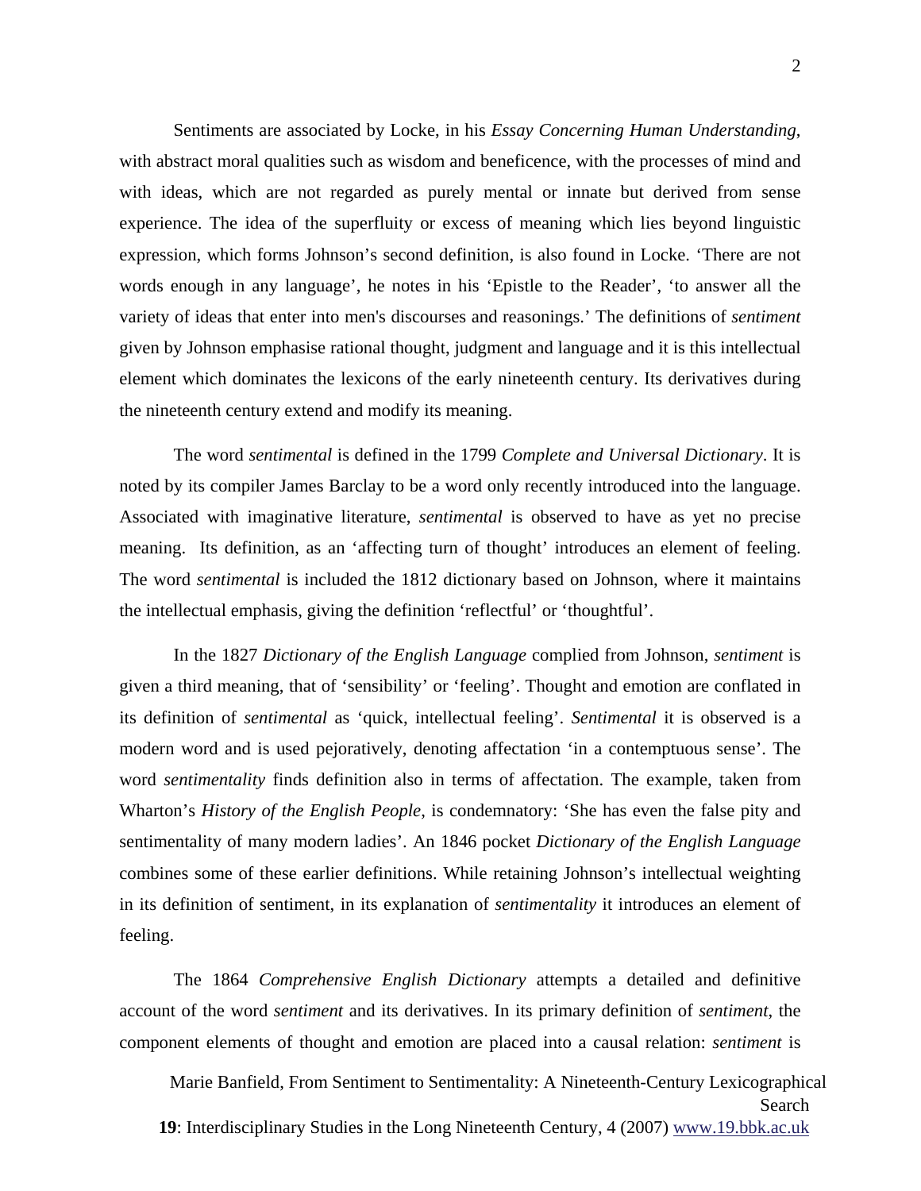Sentiments are associated by Locke, in his *Essay Concerning Human Understanding*, with abstract moral qualities such as wisdom and beneficence, with the processes of mind and with ideas, which are not regarded as purely mental or innate but derived from sense experience. The idea of the superfluity or excess of meaning which lies beyond linguistic expression, which forms Johnson's second definition, is also found in Locke. 'There are not words enough in any language', he notes in his 'Epistle to the Reader', 'to answer all the variety of ideas that enter into men's discourses and reasonings.' The definitions of *sentiment* given by Johnson emphasise rational thought, judgment and language and it is this intellectual element which dominates the lexicons of the early nineteenth century. Its derivatives during the nineteenth century extend and modify its meaning.

The word *sentimental* is defined in the 1799 *Complete and Universal Dictionary*. It is noted by its compiler James Barclay to be a word only recently introduced into the language. Associated with imaginative literature, *sentimental* is observed to have as yet no precise meaning. Its definition, as an 'affecting turn of thought' introduces an element of feeling. The word *sentimental* is included the 1812 dictionary based on Johnson, where it maintains the intellectual emphasis, giving the definition 'reflectful' or 'thoughtful'.

In the 1827 *Dictionary of the English Language* complied from Johnson, *sentiment* is given a third meaning, that of 'sensibility' or 'feeling'. Thought and emotion are conflated in its definition of *sentimental* as 'quick, intellectual feeling'. *Sentimental* it is observed is a modern word and is used pejoratively, denoting affectation 'in a contemptuous sense'. The word *sentimentality* finds definition also in terms of affectation. The example, taken from Wharton's *History of the English People*, is condemnatory: 'She has even the false pity and sentimentality of many modern ladies'. An 1846 pocket *Dictionary of the English Language* combines some of these earlier definitions. While retaining Johnson's intellectual weighting in its definition of sentiment, in its explanation of *sentimentality* it introduces an element of feeling.

The 1864 *Comprehensive English Dictionary* attempts a detailed and definitive account of the word *sentiment* and its derivatives. In its primary definition of *sentiment*, the component elements of thought and emotion are placed into a causal relation: *sentiment* is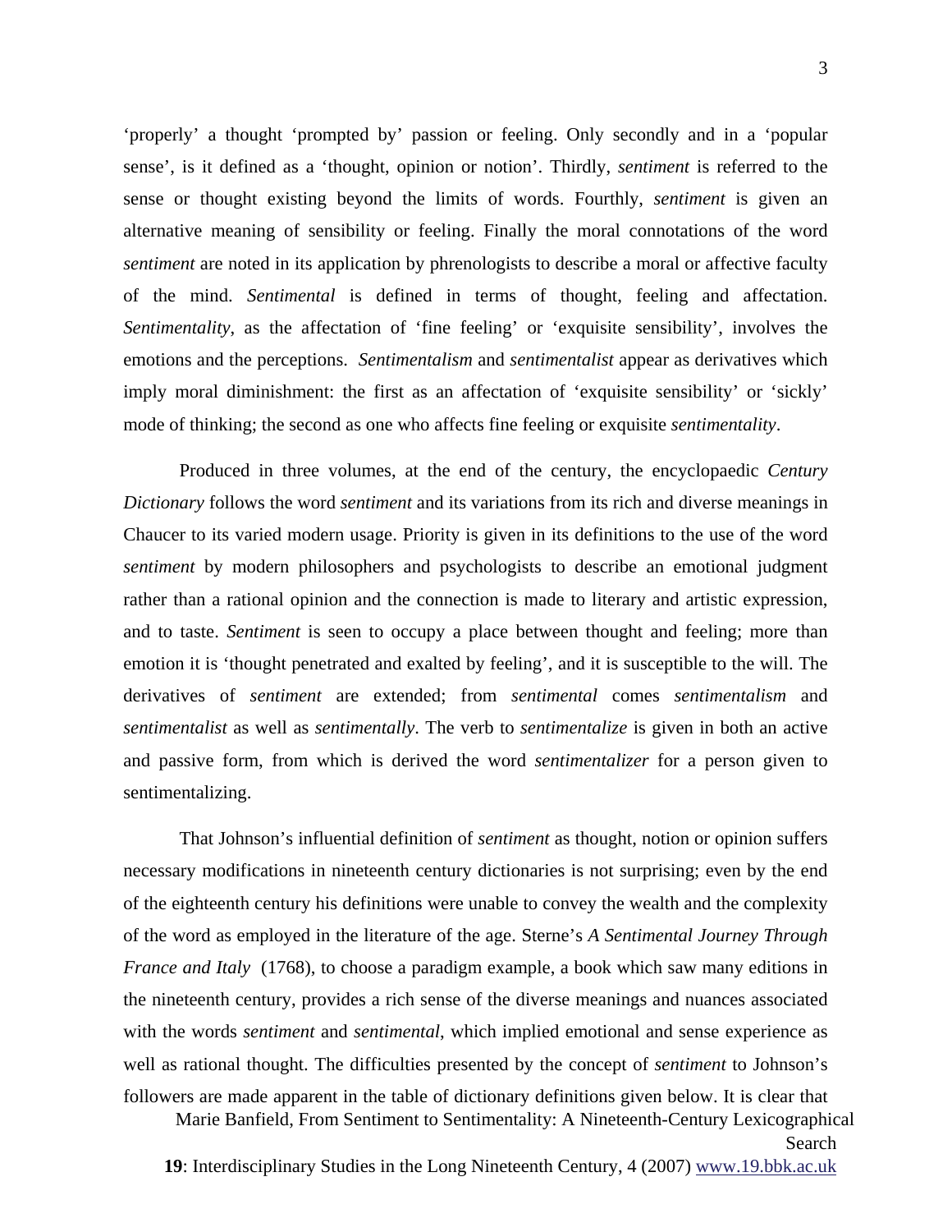'properly' a thought 'prompted by' passion or feeling. Only secondly and in a 'popular sense', is it defined as a 'thought, opinion or notion'. Thirdly, *sentiment* is referred to the sense or thought existing beyond the limits of words. Fourthly, *sentiment* is given an alternative meaning of sensibility or feeling. Finally the moral connotations of the word *sentiment* are noted in its application by phrenologists to describe a moral or affective faculty of the mind. *Sentimental* is defined in terms of thought, feeling and affectation. *Sentimentality*, as the affectation of 'fine feeling' or 'exquisite sensibility', involves the emotions and the perceptions. *Sentimentalism* and *sentimentalist* appear as derivatives which imply moral diminishment: the first as an affectation of 'exquisite sensibility' or 'sickly' mode of thinking; the second as one who affects fine feeling or exquisite *sentimentality*.

Produced in three volumes, at the end of the century, the encyclopaedic *Century Dictionary* follows the word *sentiment* and its variations from its rich and diverse meanings in Chaucer to its varied modern usage. Priority is given in its definitions to the use of the word *sentiment* by modern philosophers and psychologists to describe an emotional judgment rather than a rational opinion and the connection is made to literary and artistic expression, and to taste. *Sentiment* is seen to occupy a place between thought and feeling; more than emotion it is 'thought penetrated and exalted by feeling', and it is susceptible to the will. The derivatives of *sentiment* are extended; from *sentimental* comes *sentimentalism* and *sentimentalist* as well as *sentimentally*. The verb to *sentimentalize* is given in both an active and passive form, from which is derived the word *sentimentalizer* for a person given to sentimentalizing.

That Johnson's influential definition of *sentiment* as thought, notion or opinion suffers necessary modifications in nineteenth century dictionaries is not surprising; even by the end of the eighteenth century his definitions were unable to convey the wealth and the complexity of the word as employed in the literature of the age. Sterne's *A Sentimental Journey Through France and Italy* (1768), to choose a paradigm example, a book which saw many editions in the nineteenth century, provides a rich sense of the diverse meanings and nuances associated with the words *sentiment* and *sentimental*, which implied emotional and sense experience as well as rational thought. The difficulties presented by the concept of *sentiment* to Johnson's followers are made apparent in the table of dictionary definitions given below. It is clear that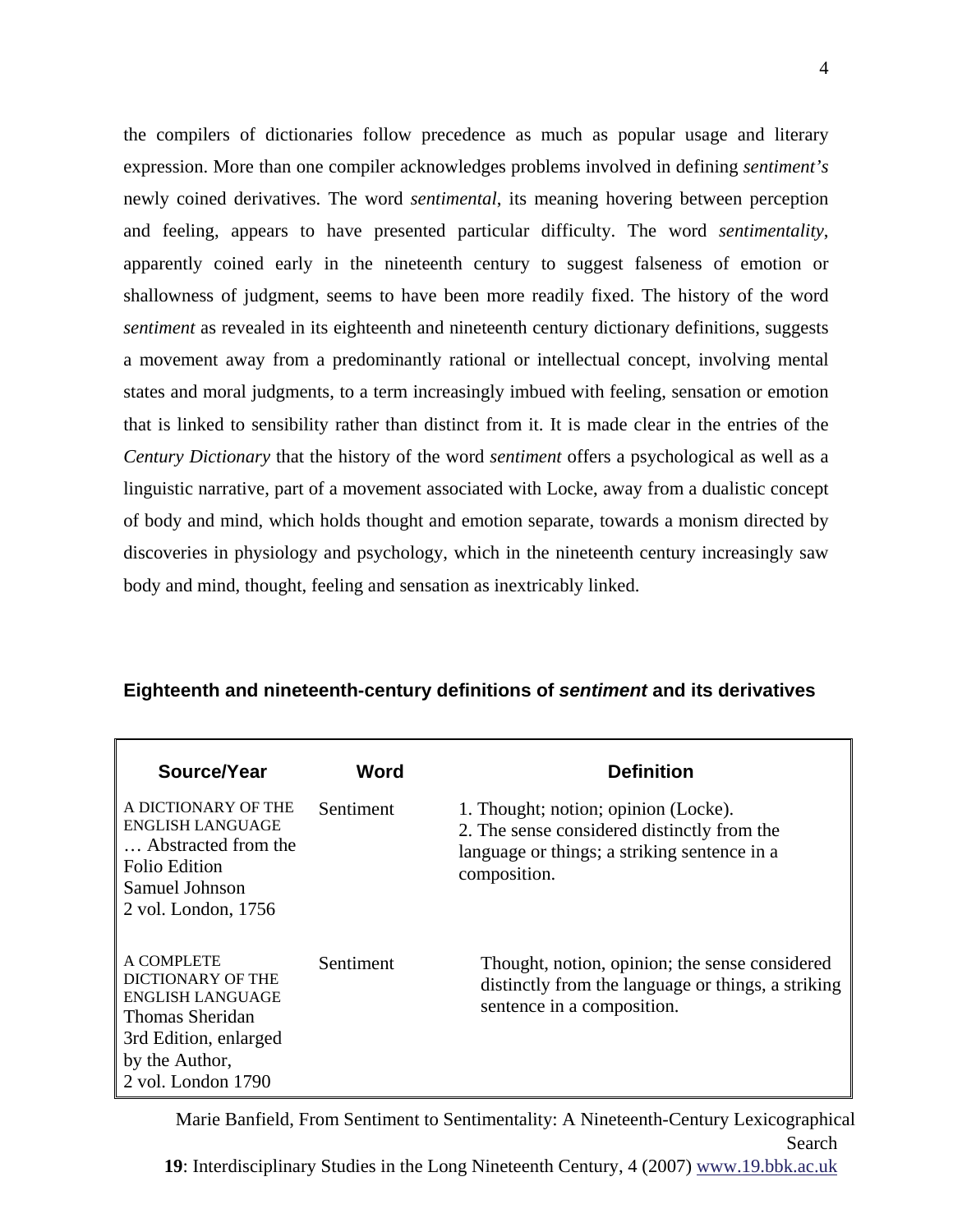the compilers of dictionaries follow precedence as much as popular usage and literary expression. More than one compiler acknowledges problems involved in defining *sentiment's* newly coined derivatives. The word *sentimental*, its meaning hovering between perception and feeling, appears to have presented particular difficulty. The word *sentimentality*, apparently coined early in the nineteenth century to suggest falseness of emotion or shallowness of judgment, seems to have been more readily fixed. The history of the word *sentiment* as revealed in its eighteenth and nineteenth century dictionary definitions, suggests a movement away from a predominantly rational or intellectual concept, involving mental states and moral judgments, to a term increasingly imbued with feeling, sensation or emotion that is linked to sensibility rather than distinct from it. It is made clear in the entries of the *Century Dictionary* that the history of the word *sentiment* offers a psychological as well as a linguistic narrative, part of a movement associated with Locke, away from a dualistic concept of body and mind, which holds thought and emotion separate, towards a monism directed by discoveries in physiology and psychology, which in the nineteenth century increasingly saw body and mind, thought, feeling and sensation as inextricably linked.

## Eighteenth and nineteenth-century definitions of *sentiment* and its derivatives

| Source/Year | Word | Definition |
| --- | --- | --- |
| A DICTIONARY OF THE ENGLISH LANGUAGE … Abstracted from the Folio Edition Samuel Johnson 2 vol. London, 1756 | Sentiment | 1. Thought; notion; opinion (Locke). 2. The sense considered distinctly from the language or things; a striking sentence in a composition. |
| A COMPLETE DICTIONARY OF THE ENGLISH LANGUAGE Thomas Sheridan 3rd Edition, enlarged by the Author, 2 vol. London 1790 | Sentiment | Thought, notion, opinion; the sense considered distinctly from the language or things, a striking sentence in a composition. |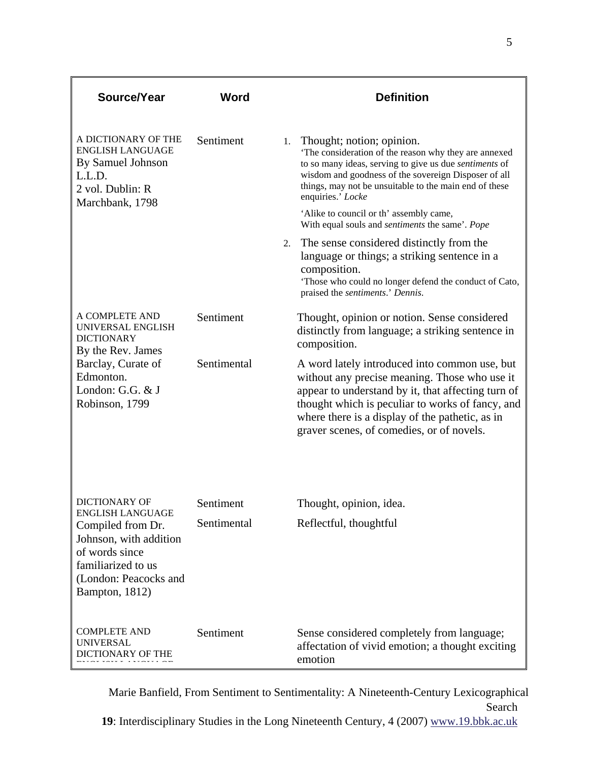| Source/Year | Word | Definition |
|---|---|---|
| A DICTIONARY OF THE ENGLISH LANGUAGE By Samuel Johnson L.L.D. 2 vol. Dublin: R Marchbank, 1798 | Sentiment | 1. Thought; notion; opinion. 'The consideration of the reason why they are annexed to so many ideas, serving to give us due *sentiments* of wisdom and goodness of the sovereign Disposer of all things, may not be unsuitable to the main end of these enquiries.' *Locke* 'Alike to council or th' assembly came, With equal souls and *sentiments* the same'. *Pope* 2. The sense considered distinctly from the language or things; a striking sentence in a composition. 'Those who could no longer defend the conduct of Cato, praised the *sentiments*.' *Dennis.* |
| A COMPLETE AND UNIVERSAL ENGLISH DICTIONARY By the Rev. James Barclay, Curate of Edmonton. London: G.G. & J Robinson, 1799 | Sentiment | Thought, opinion or notion. Sense considered distinctly from language; a striking sentence in composition. |
| | Sentimental | A word lately introduced into common use, but without any precise meaning. Those who use it appear to understand by it, that affecting turn of thought which is peculiar to works of fancy, and where there is a display of the pathetic, as in graver scenes, of comedies, or of novels. |
| DICTIONARY OF ENGLISH LANGUAGE Compiled from Dr. Johnson, with addition of words since familiarized to us (London: Peacocks and Bampton, 1812) | Sentiment | Thought, opinion, idea. |
| | Sentimental | Reflectful, thoughtful |
| COMPLETE AND UNIVERSAL DICTIONARY OF THE | Sentiment | Sense considered completely from language; affectation of vivid emotion; a thought exciting emotion |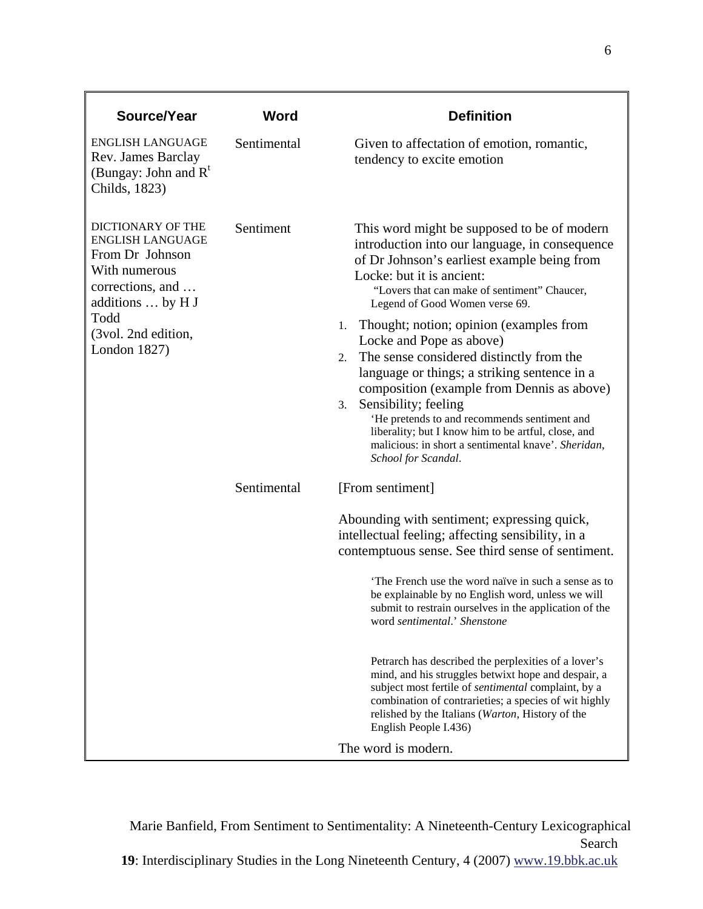| Source/Year | Word | Definition |
|---|---|---|
| ENGLISH LANGUAGE Rev. James Barclay (Bungay: John and R[t] Childs, 1823) | Sentimental | Given to affectation of emotion, romantic, tendency to excite emotion |
| DICTIONARY OF THE ENGLISH LANGUAGE From Dr Johnson With numerous corrections, and … additions … by H J Todd (3vol. 2nd edition, London 1827) | Sentiment | This word might be supposed to be of modern introduction into our language, in consequence of Dr Johnson's earliest example being from Locke: but it is ancient: "Lovers that can make of sentiment" Chaucer, Legend of Good Women verse 69.<br><br>1. Thought; notion; opinion (examples from Locke and Pope as above)<br>2. The sense considered distinctly from the language or things; a striking sentence in a composition (example from Dennis as above)<br>3. Sensibility; feeling<br>'He pretends to and recommends sentiment and liberality; but I know him to be artful, close, and malicious: in short a sentimental knave'. *Sheridan*, *School for Scandal*. |
| | Sentimental | [From sentiment]<br><br>Abounding with sentiment; expressing quick, intellectual feeling; affecting sensibility, in a contemptuous sense. See third sense of sentiment.<br><br>'The French use the word naïve in such a sense as to be explainable by no English word, unless we will submit to restrain ourselves in the application of the word *sentimental*.' *Shenstone*<br><br>Petrarch has described the perplexities of a lover's mind, and his struggles betwixt hope and despair, a subject most fertile of *sentimental* complaint, by a combination of contrarieties; a species of wit highly relished by the Italians (*Warton*, History of the English People I.436)<br><br>The word is modern. |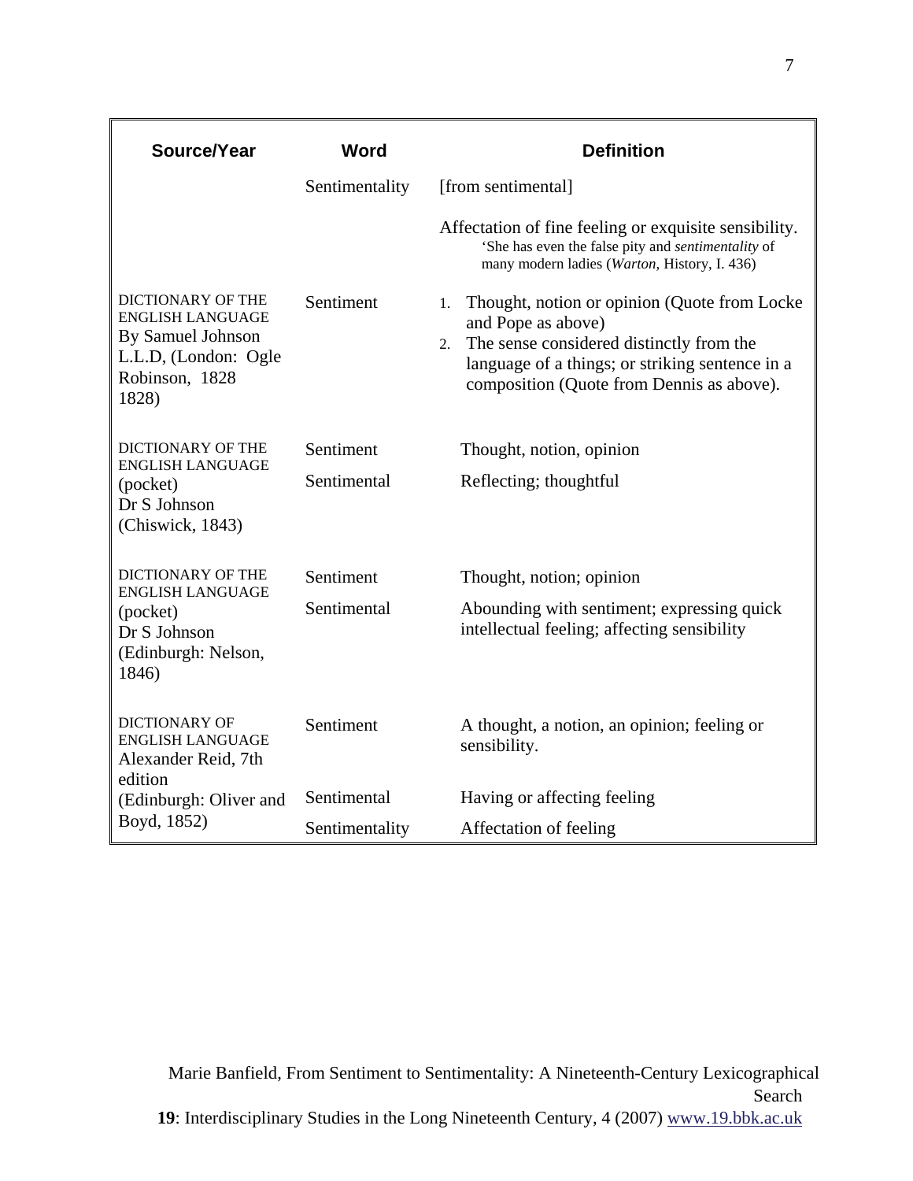| Source/Year | Word | Definition |
|---|---|---|
| | Sentimentality | [from sentimental] |
| | | Affectation of fine feeling or exquisite sensibility. 'She has even the false pity and *sentimentality* of many modern ladies (*Warton*, History, I. 436) |
| DICTIONARY OF THE ENGLISH LANGUAGE By Samuel Johnson L.L.D, (London: Ogle Robinson, 1828 1828) | Sentiment | 1. Thought, notion or opinion (Quote from Locke and Pope as above) 2. The sense considered distinctly from the language of a things; or striking sentence in a composition (Quote from Dennis as above). |
| DICTIONARY OF THE ENGLISH LANGUAGE (pocket) Dr S Johnson (Chiswick, 1843) | Sentiment | Thought, notion, opinion |
| | Sentimental | Reflecting; thoughtful |
| DICTIONARY OF THE ENGLISH LANGUAGE (pocket) Dr S Johnson (Edinburgh: Nelson, 1846) | Sentiment | Thought, notion; opinion |
| | Sentimental | Abounding with sentiment; expressing quick intellectual feeling; affecting sensibility |
| DICTIONARY OF ENGLISH LANGUAGE Alexander Reid, 7th edition (Edinburgh: Oliver and Boyd, 1852) | Sentiment | A thought, a notion, an opinion; feeling or sensibility. |
| | Sentimental | Having or affecting feeling |
| | Sentimentality | Affectation of feeling |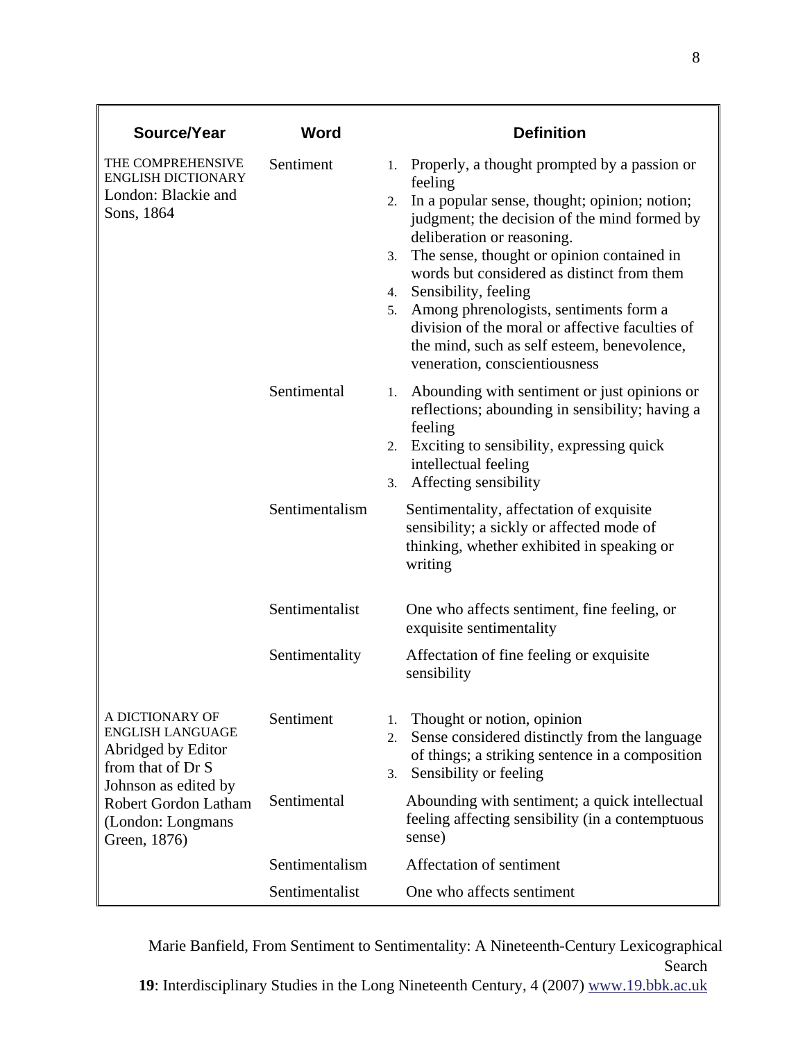| Source/Year | Word | Definition |
| --- | --- | --- |
| THE COMPREHENSIVE ENGLISH DICTIONARY London: Blackie and Sons, 1864 | Sentiment | 1. Properly, a thought prompted by a passion or feeling 2. In a popular sense, thought; opinion; notion; judgment; the decision of the mind formed by deliberation or reasoning. 3. The sense, thought or opinion contained in words but considered as distinct from them 4. Sensibility, feeling 5. Among phrenologists, sentiments form a division of the moral or affective faculties of the mind, such as self esteem, benevolence, veneration, conscientiousness |
| | Sentimental | 1. Abounding with sentiment or just opinions or reflections; abounding in sensibility; having a feeling 2. Exciting to sensibility, expressing quick intellectual feeling 3. Affecting sensibility |
| | Sentimentalism | Sentimentality, affectation of exquisite sensibility; a sickly or affected mode of thinking, whether exhibited in speaking or writing |
| | Sentimentalist | One who affects sentiment, fine feeling, or exquisite sentimentality |
| | Sentimentality | Affectation of fine feeling or exquisite sensibility |
| A DICTIONARY OF ENGLISH LANGUAGE Abridged by Editor from that of Dr S Johnson as edited by Robert Gordon Latham (London: Longmans Green, 1876) | Sentiment | 1. Thought or notion, opinion 2. Sense considered distinctly from the language of things; a striking sentence in a composition 3. Sensibility or feeling |
| | Sentimental | Abounding with sentiment; a quick intellectual feeling affecting sensibility (in a contemptuous sense) |
| | Sentimentalism | Affectation of sentiment |
| | Sentimentalist | One who affects sentiment |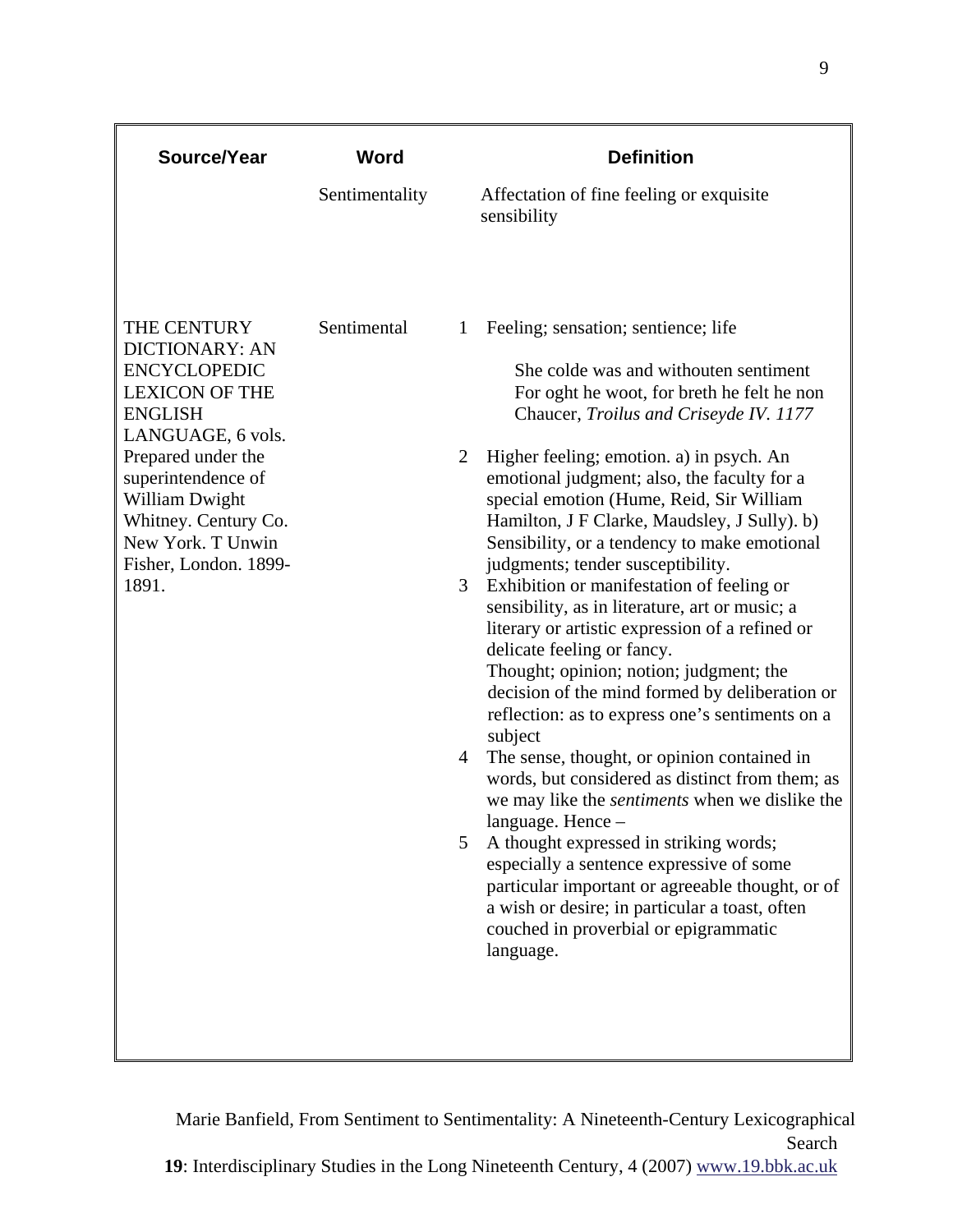| Source/Year | Word | Definition |
|---|---|---|
| | Sentimentality | Affectation of fine feeling or exquisite sensibility |
| THE CENTURY DICTIONARY: AN ENCYCLOPEDIC LEXICON OF THE ENGLISH LANGUAGE, 6 vols. Prepared under the superintendence of William Dwight Whitney. Century Co. New York. T Unwin Fisher, London. 1899-1891. | Sentimental | 1 Feeling; sensation; sentience; life<br><br>She colde was and withouten sentiment<br>For oght he woot, for breth he felt he non<br>Chaucer, *Troilus and Criseyde IV. 1177*<br><br>2 Higher feeling; emotion. a) in psych. An emotional judgment; also, the faculty for a special emotion (Hume, Reid, Sir William Hamilton, J F Clarke, Maudsley, J Sully). b) Sensibility, or a tendency to make emotional judgments; tender susceptibility.<br>3 Exhibition or manifestation of feeling or sensibility, as in literature, art or music; a literary or artistic expression of a refined or delicate feeling or fancy.<br>Thought; opinion; notion; judgment; the decision of the mind formed by deliberation or reflection: as to express one's sentiments on a subject<br>4 The sense, thought, or opinion contained in words, but considered as distinct from them; as we may like the *sentiments* when we dislike the language. Hence –<br>5 A thought expressed in striking words; especially a sentence expressive of some particular important or agreeable thought, or of a wish or desire; in particular a toast, often couched in proverbial or epigrammatic language. |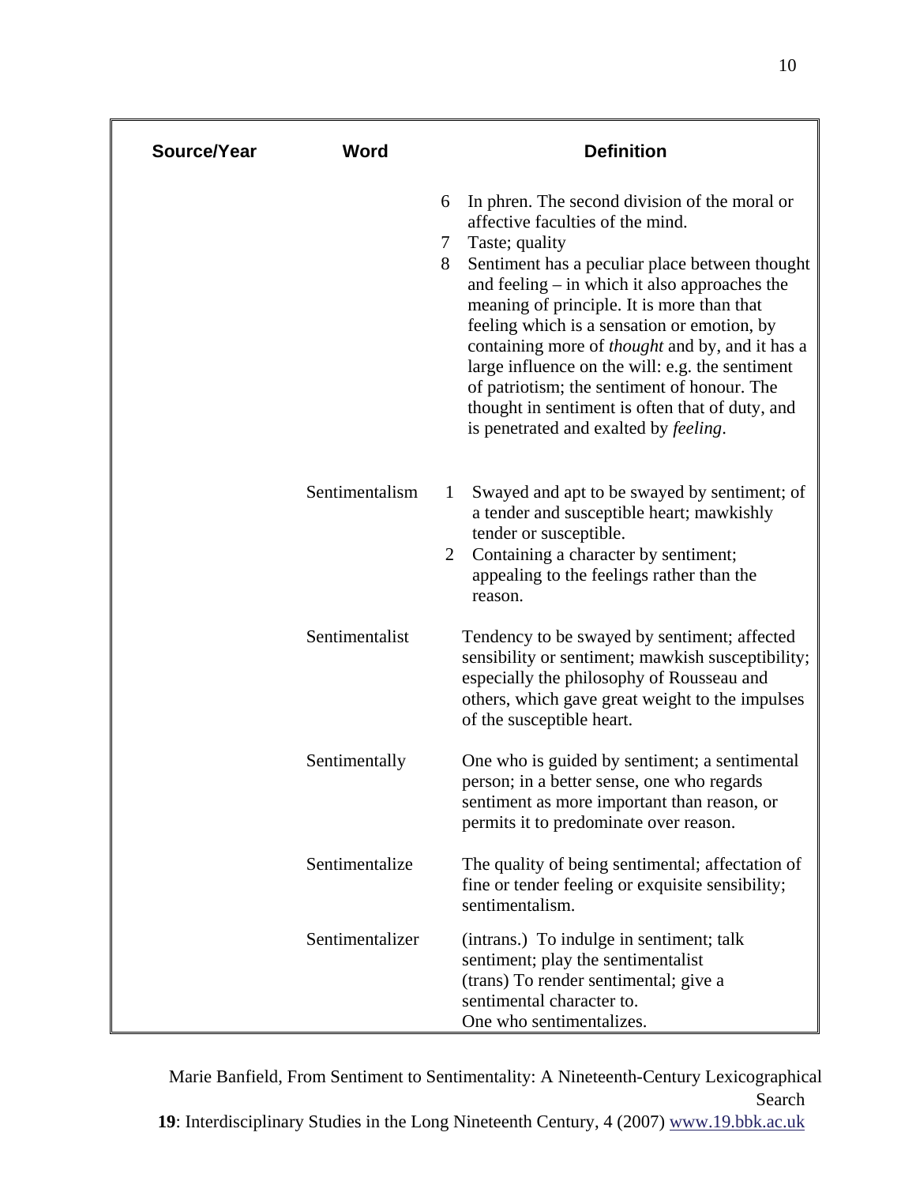| Source/Year | Word | Definition |
| --- | --- | --- |
| | | 6 In phren. The second division of the moral or affective faculties of the mind.<br>7 Taste; quality<br>8 Sentiment has a peculiar place between thought and feeling – in which it also approaches the meaning of principle. It is more than that feeling which is a sensation or emotion, by containing more of *thought* and by, and it has a large influence on the will: e.g. the sentiment of patriotism; the sentiment of honour. The thought in sentiment is often that of duty, and is penetrated and exalted by *feeling*. |
| | Sentimentalism | 1 Swayed and apt to be swayed by sentiment; of a tender and susceptible heart; mawkishly tender or susceptible.<br>2 Containing a character by sentiment; appealing to the feelings rather than the reason. |
| | Sentimentalist | Tendency to be swayed by sentiment; affected sensibility or sentiment; mawkish susceptibility; especially the philosophy of Rousseau and others, which gave great weight to the impulses of the susceptible heart. |
| | Sentimentally | One who is guided by sentiment; a sentimental person; in a better sense, one who regards sentiment as more important than reason, or permits it to predominate over reason. |
| | Sentimentalize | The quality of being sentimental; affectation of fine or tender feeling or exquisite sensibility; sentimentalism. |
| | Sentimentalizer | (intrans.) To indulge in sentiment; talk sentiment; play the sentimentalist<br>(trans) To render sentimental; give a sentimental character to.<br>One who sentimentalizes. |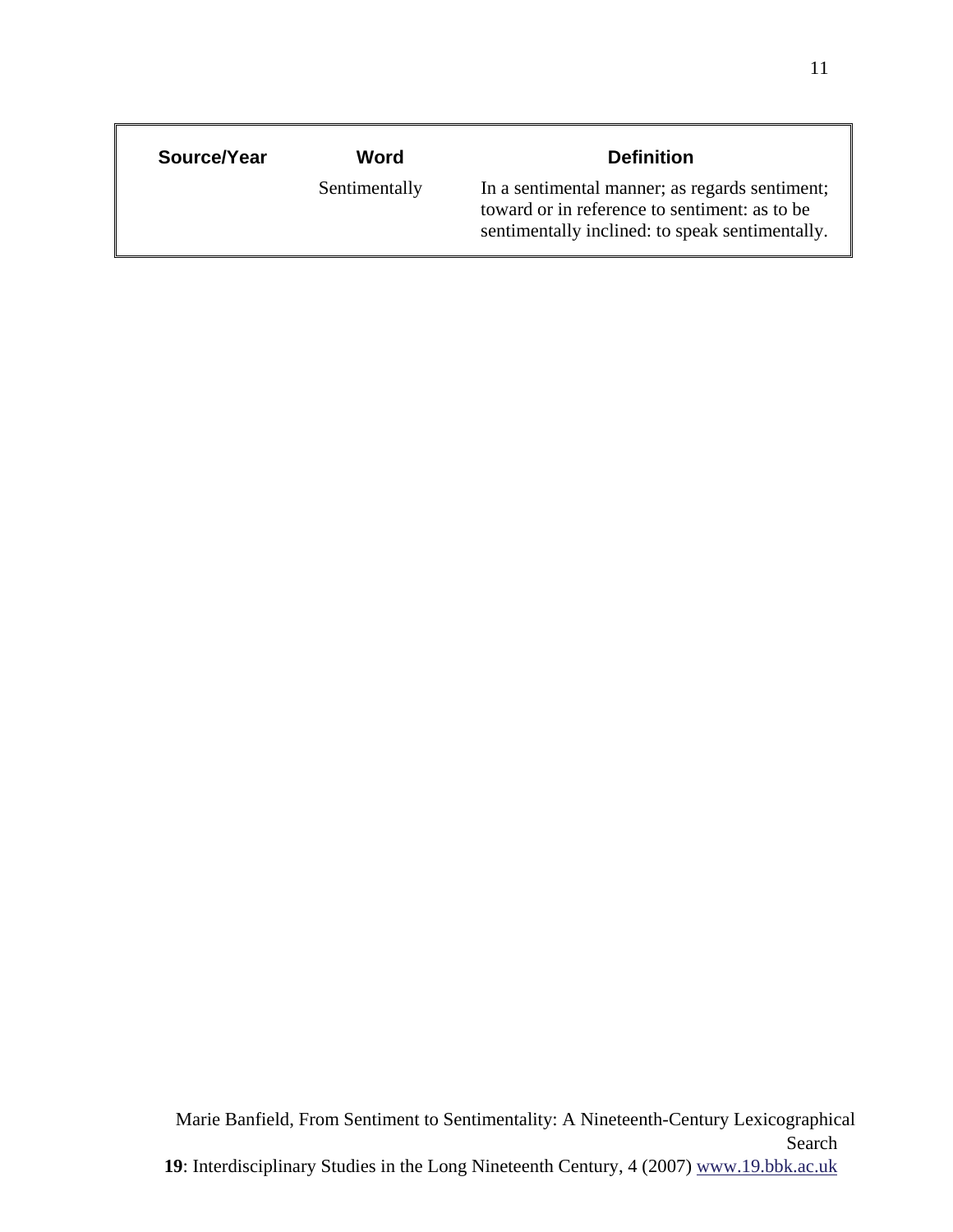| Source/Year | Word | Definition |
| --- | --- | --- |
| | Sentimentally | In a sentimental manner; as regards sentiment; toward or in reference to sentiment: as to be sentimentally inclined: to speak sentimentally. |